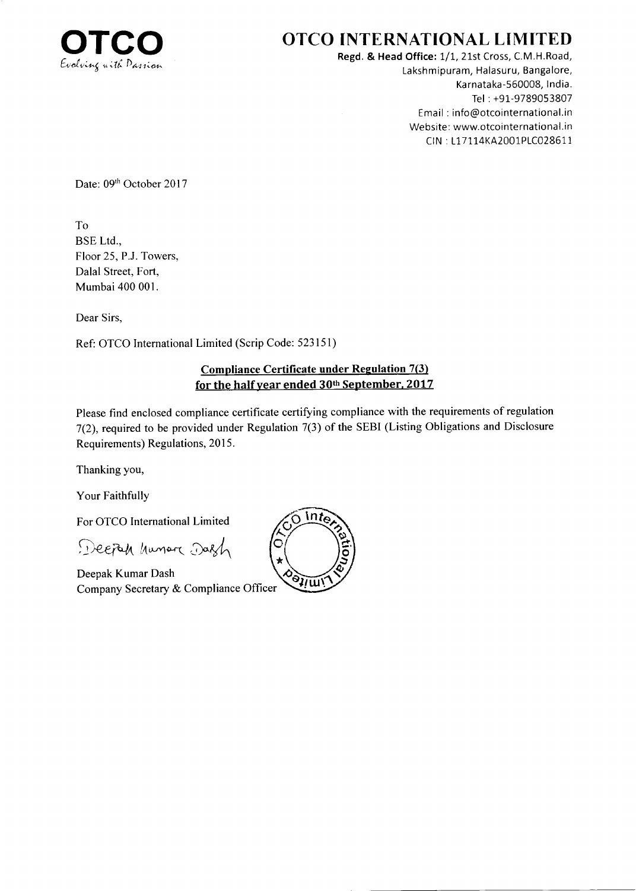**OTCO**
*Evolving with Passion*

# OTCO INTERNATIONAL LIMITED

**Regd. & Head Office:** 1/1, 21st Cross, C.M.H.Road,
Lakshmipuram, Halasuru, Bangalore,
Karnataka-560008, India.
Tel : +91-9789053807
Email : info@otcointernational.in
Website: www.otcointernational.in
CIN : L17114KA2001PLC028611

Date: 09th October 2017

To
BSE Ltd.,
Floor 25, P.J. Towers,
Dalal Street, Fort,
Mumbai 400 001.

Dear Sirs,

Ref: OTCO International Limited (Scrip Code: 523151)

**Compliance Certificate under Regulation 7(3)**
**for the half year ended 30th September, 2017**

Please find enclosed compliance certificate certifying compliance with the requirements of regulation 7(2), required to be provided under Regulation 7(3) of the SEBI (Listing Obligations and Disclosure Requirements) Regulations, 2015.

Thanking you,

Your Faithfully

For OTCO International Limited

Deepak Kumar Dash

Deepak Kumar Dash
Company Secretary & Compliance Officer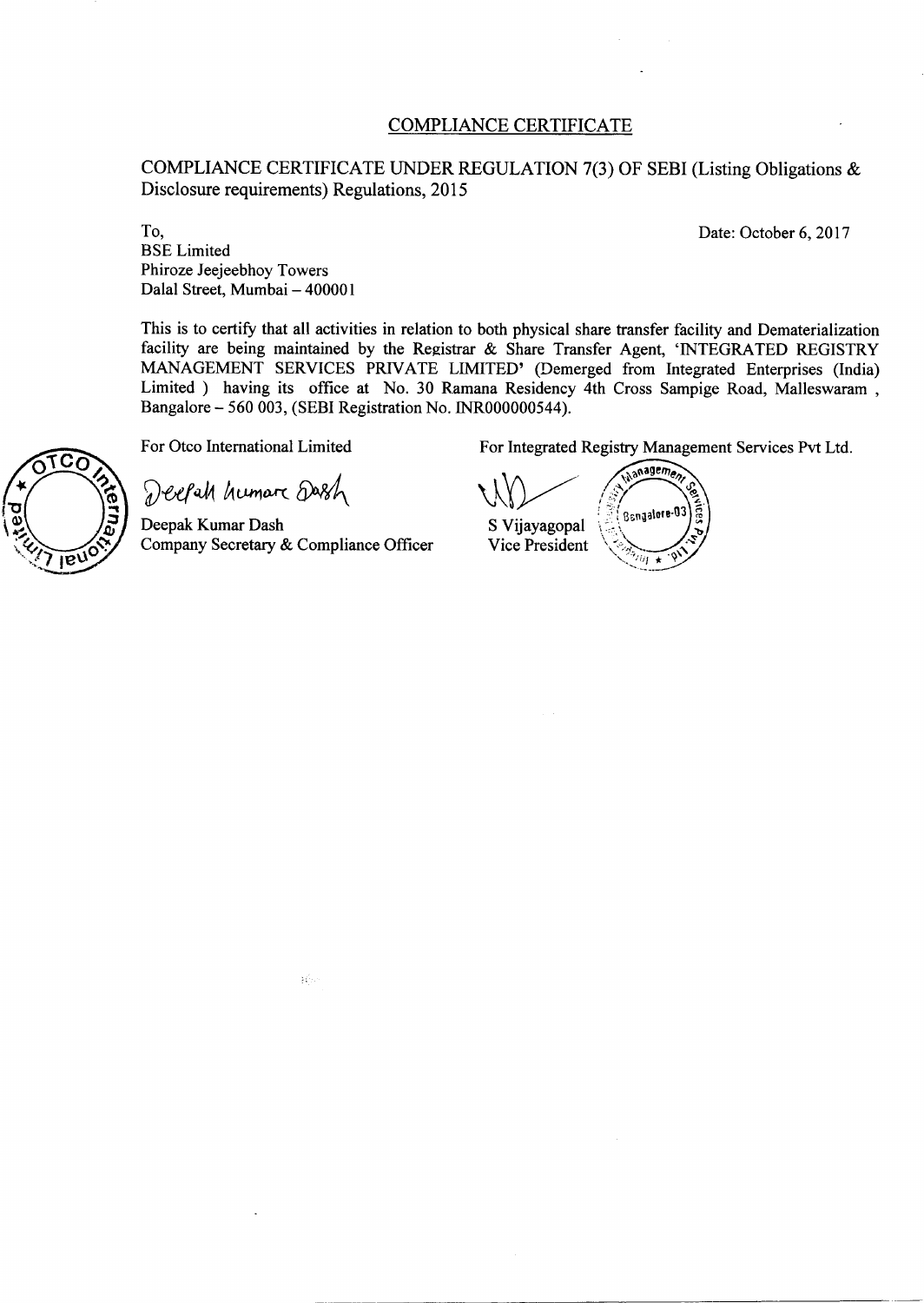## COMPLIANCE CERTIFICATE

COMPLIANCE CERTIFICATE UNDER REGULATION 7(3) OF SEBI (Listing Obligations & Disclosure requirements) Regulations, 2015

To,
BSE Limited
Phiroze Jeejeebhoy Towers
Dalal Street, Mumbai – 400001

Date: October 6, 2017

This is to certify that all activities in relation to both physical share transfer facility and Dematerialization facility are being maintained by the Registrar & Share Transfer Agent, 'INTEGRATED REGISTRY MANAGEMENT SERVICES PRIVATE LIMITED' (Demerged from Integrated Enterprises (India) Limited ) having its office at No. 30 Ramana Residency 4th Cross Sampige Road, Malleswaram , Bangalore – 560 003, (SEBI Registration No. INR000000544).

For Otco International Limited

Deepak Kumar Dash
Company Secretary & Compliance Officer

For Integrated Registry Management Services Pvt Ltd.

S Vijayagopal
Vice President